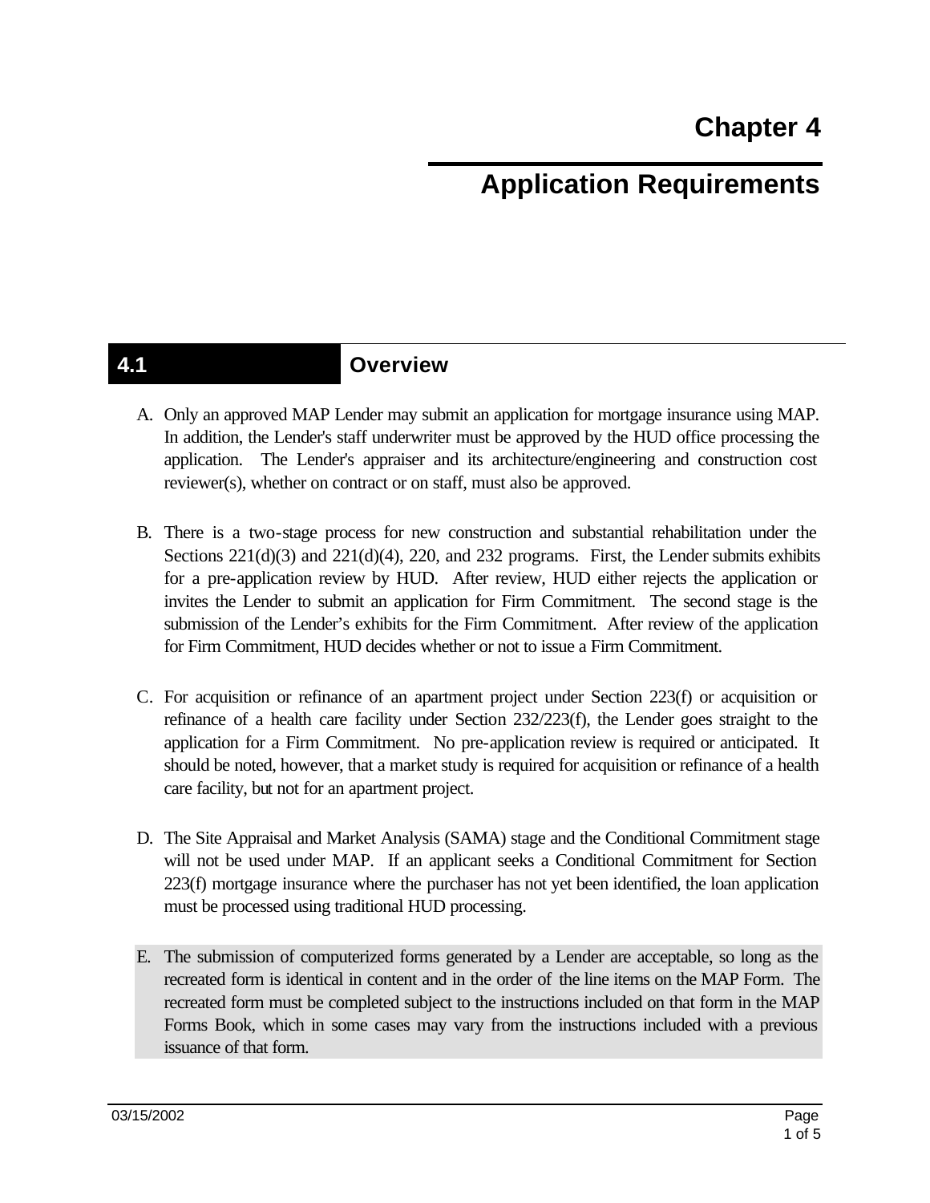# Chapter 4

# Application Requirements

## 4.1 Overview

A. Only an approved MAP Lender may submit an application for mortgage insurance using MAP. In addition, the Lender's staff underwriter must be approved by the HUD office processing the application. The Lender's appraiser and its architecture/engineering and construction cost reviewer(s), whether on contract or on staff, must also be approved.

B. There is a two-stage process for new construction and substantial rehabilitation under the Sections 221(d)(3) and 221(d)(4), 220, and 232 programs. First, the Lender submits exhibits for a pre-application review by HUD. After review, HUD either rejects the application or invites the Lender to submit an application for Firm Commitment. The second stage is the submission of the Lender's exhibits for the Firm Commitment. After review of the application for Firm Commitment, HUD decides whether or not to issue a Firm Commitment.

C. For acquisition or refinance of an apartment project under Section 223(f) or acquisition or refinance of a health care facility under Section 232/223(f), the Lender goes straight to the application for a Firm Commitment. No pre-application review is required or anticipated. It should be noted, however, that a market study is required for acquisition or refinance of a health care facility, but not for an apartment project.

D. The Site Appraisal and Market Analysis (SAMA) stage and the Conditional Commitment stage will not be used under MAP. If an applicant seeks a Conditional Commitment for Section 223(f) mortgage insurance where the purchaser has not yet been identified, the loan application must be processed using traditional HUD processing.

E. The submission of computerized forms generated by a Lender are acceptable, so long as the recreated form is identical in content and in the order of the line items on the MAP Form. The recreated form must be completed subject to the instructions included on that form in the MAP Forms Book, which in some cases may vary from the instructions included with a previous issuance of that form.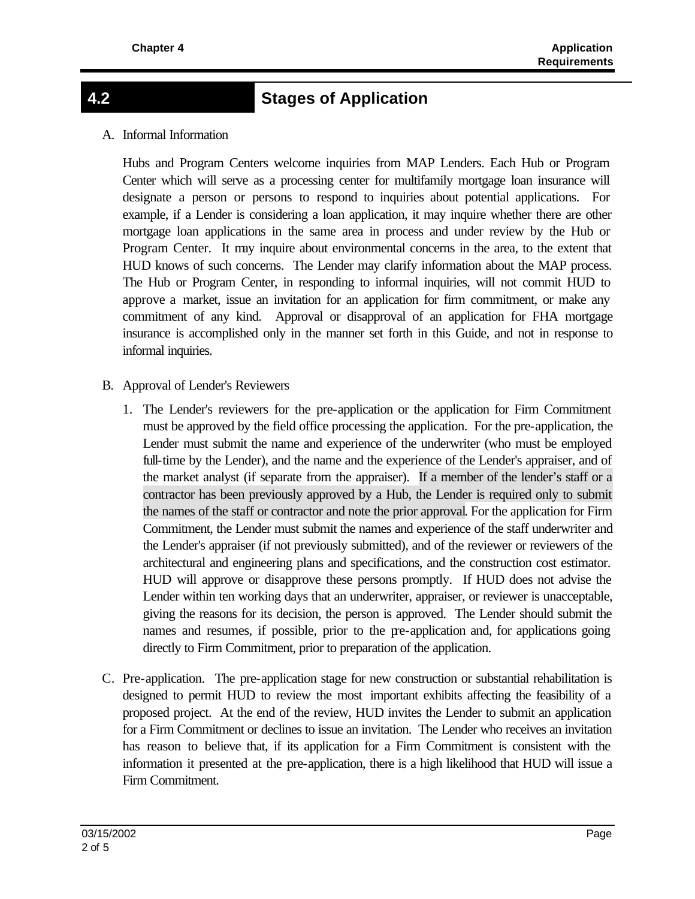## 4.2 Stages of Application

A. Informal Information

Hubs and Program Centers welcome inquiries from MAP Lenders. Each Hub or Program Center which will serve as a processing center for multifamily mortgage loan insurance will designate a person or persons to respond to inquiries about potential applications. For example, if a Lender is considering a loan application, it may inquire whether there are other mortgage loan applications in the same area in process and under review by the Hub or Program Center. It may inquire about environmental concerns in the area, to the extent that HUD knows of such concerns. The Lender may clarify information about the MAP process. The Hub or Program Center, in responding to informal inquiries, will not commit HUD to approve a market, issue an invitation for an application for firm commitment, or make any commitment of any kind. Approval or disapproval of an application for FHA mortgage insurance is accomplished only in the manner set forth in this Guide, and not in response to informal inquiries.

B. Approval of Lender's Reviewers

1. The Lender's reviewers for the pre-application or the application for Firm Commitment must be approved by the field office processing the application. For the pre-application, the Lender must submit the name and experience of the underwriter (who must be employed full-time by the Lender), and the name and the experience of the Lender's appraiser, and of the market analyst (if separate from the appraiser). If a member of the lender's staff or a contractor has been previously approved by a Hub, the Lender is required only to submit the names of the staff or contractor and note the prior approval. For the application for Firm Commitment, the Lender must submit the names and experience of the staff underwriter and the Lender's appraiser (if not previously submitted), and of the reviewer or reviewers of the architectural and engineering plans and specifications, and the construction cost estimator. HUD will approve or disapprove these persons promptly. If HUD does not advise the Lender within ten working days that an underwriter, appraiser, or reviewer is unacceptable, giving the reasons for its decision, the person is approved. The Lender should submit the names and resumes, if possible, prior to the pre-application and, for applications going directly to Firm Commitment, prior to preparation of the application.

C. Pre-application. The pre-application stage for new construction or substantial rehabilitation is designed to permit HUD to review the most important exhibits affecting the feasibility of a proposed project. At the end of the review, HUD invites the Lender to submit an application for a Firm Commitment or declines to issue an invitation. The Lender who receives an invitation has reason to believe that, if its application for a Firm Commitment is consistent with the information it presented at the pre-application, there is a high likelihood that HUD will issue a Firm Commitment.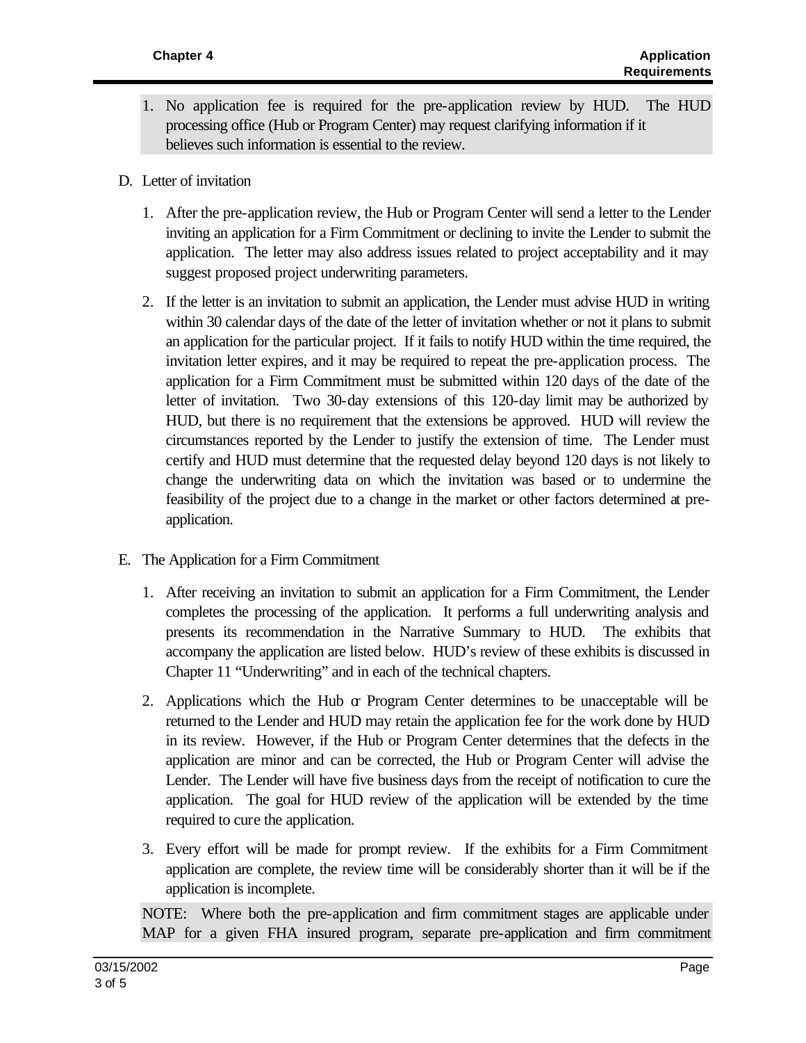1. No application fee is required for the pre-application review by HUD. The HUD processing office (Hub or Program Center) may request clarifying information if it believes such information is essential to the review.

D. Letter of invitation

1. After the pre-application review, the Hub or Program Center will send a letter to the Lender inviting an application for a Firm Commitment or declining to invite the Lender to submit the application. The letter may also address issues related to project acceptability and it may suggest proposed project underwriting parameters.

2. If the letter is an invitation to submit an application, the Lender must advise HUD in writing within 30 calendar days of the date of the letter of invitation whether or not it plans to submit an application for the particular project. If it fails to notify HUD within the time required, the invitation letter expires, and it may be required to repeat the pre-application process. The application for a Firm Commitment must be submitted within 120 days of the date of the letter of invitation. Two 30-day extensions of this 120-day limit may be authorized by HUD, but there is no requirement that the extensions be approved. HUD will review the circumstances reported by the Lender to justify the extension of time. The Lender must certify and HUD must determine that the requested delay beyond 120 days is not likely to change the underwriting data on which the invitation was based or to undermine the feasibility of the project due to a change in the market or other factors determined at pre-application.

E. The Application for a Firm Commitment

1. After receiving an invitation to submit an application for a Firm Commitment, the Lender completes the processing of the application. It performs a full underwriting analysis and presents its recommendation in the Narrative Summary to HUD. The exhibits that accompany the application are listed below. HUD's review of these exhibits is discussed in Chapter 11 "Underwriting" and in each of the technical chapters.

2. Applications which the Hub or Program Center determines to be unacceptable will be returned to the Lender and HUD may retain the application fee for the work done by HUD in its review. However, if the Hub or Program Center determines that the defects in the application are minor and can be corrected, the Hub or Program Center will advise the Lender. The Lender will have five business days from the receipt of notification to cure the application. The goal for HUD review of the application will be extended by the time required to cure the application.

3. Every effort will be made for prompt review. If the exhibits for a Firm Commitment application are complete, the review time will be considerably shorter than it will be if the application is incomplete.

NOTE: Where both the pre-application and firm commitment stages are applicable under MAP for a given FHA insured program, separate pre-application and firm commitment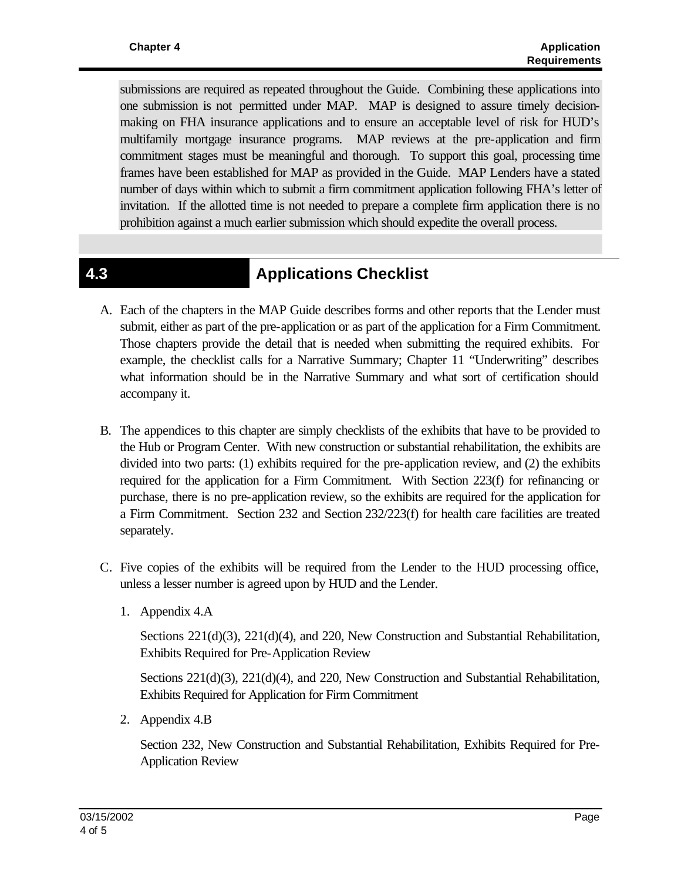submissions are required as repeated throughout the Guide. Combining these applications into one submission is not permitted under MAP. MAP is designed to assure timely decision-making on FHA insurance applications and to ensure an acceptable level of risk for HUD's multifamily mortgage insurance programs. MAP reviews at the pre-application and firm commitment stages must be meaningful and thorough. To support this goal, processing time frames have been established for MAP as provided in the Guide. MAP Lenders have a stated number of days within which to submit a firm commitment application following FHA's letter of invitation. If the allotted time is not needed to prepare a complete firm application there is no prohibition against a much earlier submission which should expedite the overall process.

## 4.3 Applications Checklist

A. Each of the chapters in the MAP Guide describes forms and other reports that the Lender must submit, either as part of the pre-application or as part of the application for a Firm Commitment. Those chapters provide the detail that is needed when submitting the required exhibits. For example, the checklist calls for a Narrative Summary; Chapter 11 "Underwriting" describes what information should be in the Narrative Summary and what sort of certification should accompany it.

B. The appendices to this chapter are simply checklists of the exhibits that have to be provided to the Hub or Program Center. With new construction or substantial rehabilitation, the exhibits are divided into two parts: (1) exhibits required for the pre-application review, and (2) the exhibits required for the application for a Firm Commitment. With Section 223(f) for refinancing or purchase, there is no pre-application review, so the exhibits are required for the application for a Firm Commitment. Section 232 and Section 232/223(f) for health care facilities are treated separately.

C. Five copies of the exhibits will be required from the Lender to the HUD processing office, unless a lesser number is agreed upon by HUD and the Lender.

1. Appendix 4.A

   Sections 221(d)(3), 221(d)(4), and 220, New Construction and Substantial Rehabilitation, Exhibits Required for Pre-Application Review

   Sections 221(d)(3), 221(d)(4), and 220, New Construction and Substantial Rehabilitation, Exhibits Required for Application for Firm Commitment

2. Appendix 4.B

   Section 232, New Construction and Substantial Rehabilitation, Exhibits Required for Pre-Application Review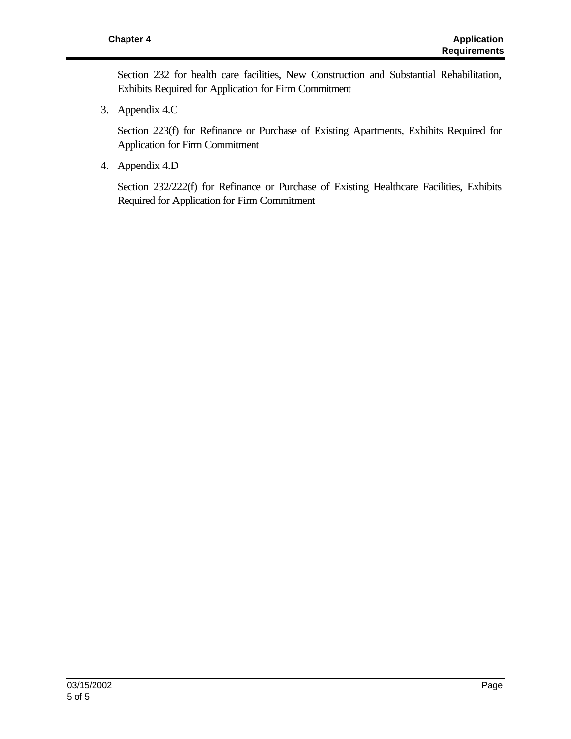Section 232 for health care facilities, New Construction and Substantial Rehabilitation, Exhibits Required for Application for Firm Commitment

3. Appendix 4.C

   Section 223(f) for Refinance or Purchase of Existing Apartments, Exhibits Required for Application for Firm Commitment

4. Appendix 4.D

   Section 232/222(f) for Refinance or Purchase of Existing Healthcare Facilities, Exhibits Required for Application for Firm Commitment